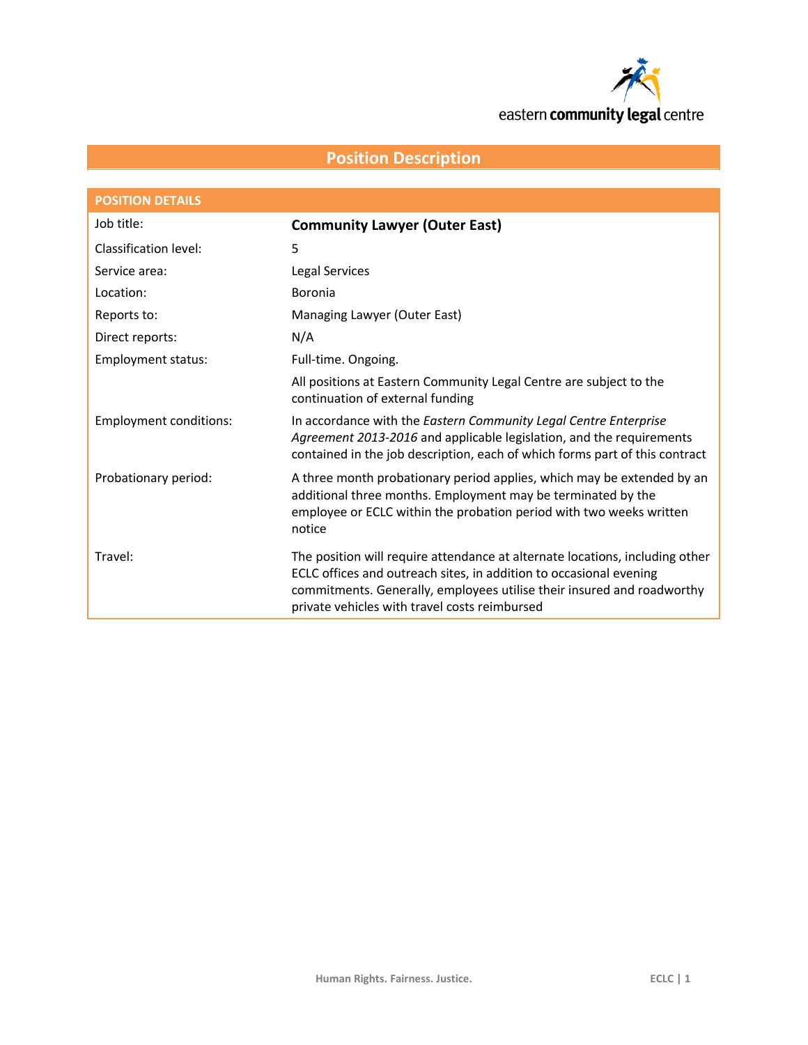# Position Description

| POSITION DETAILS | |
|---|---|
| Job title: | **Community Lawyer (Outer East)** |
| Classification level: | 5 |
| Service area: | Legal Services |
| Location: | Boronia |
| Reports to: | Managing Lawyer (Outer East) |
| Direct reports: | N/A |
| Employment status: | Full-time. Ongoing. |
| | All positions at Eastern Community Legal Centre are subject to the continuation of external funding |
| Employment conditions: | In accordance with the *Eastern Community Legal Centre Enterprise Agreement 2013-2016* and applicable legislation, and the requirements contained in the job description, each of which forms part of this contract |
| Probationary period: | A three month probationary period applies, which may be extended by an additional three months. Employment may be terminated by the employee or ECLC within the probation period with two weeks written notice |
| Travel: | The position will require attendance at alternate locations, including other ECLC offices and outreach sites, in addition to occasional evening commitments. Generally, employees utilise their insured and roadworthy private vehicles with travel costs reimbursed |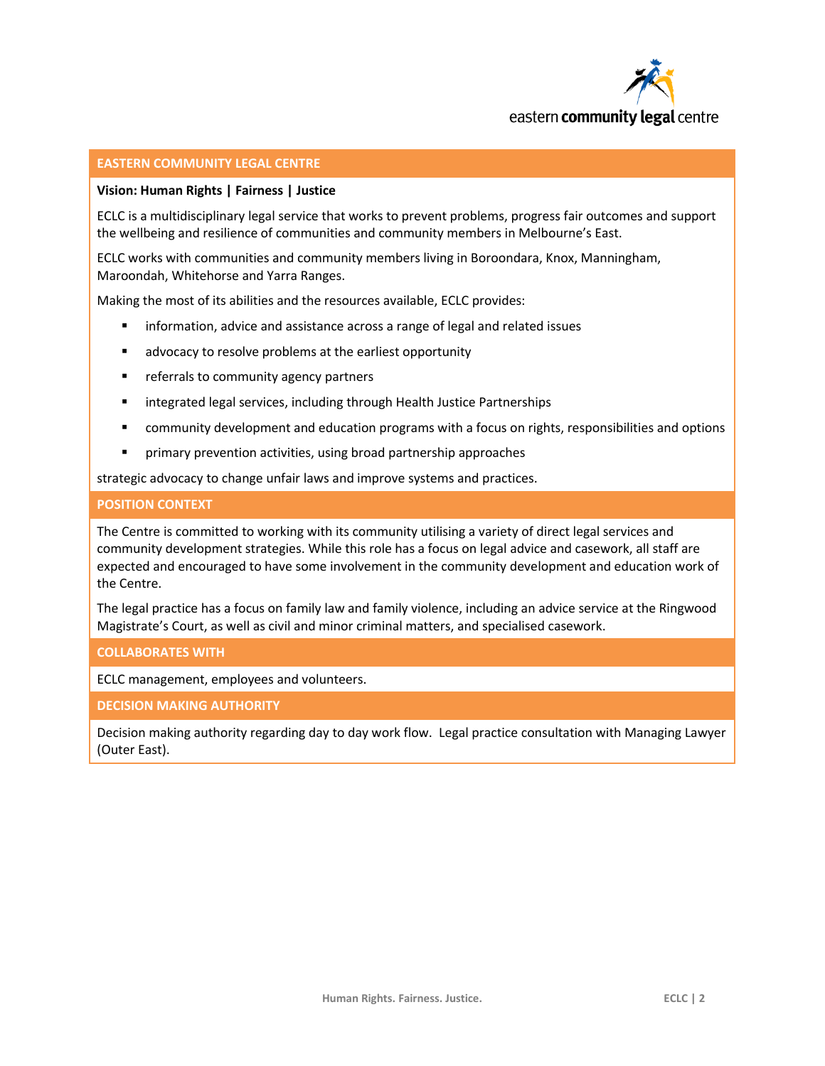## EASTERN COMMUNITY LEGAL CENTRE

**Vision: Human Rights | Fairness | Justice**

ECLC is a multidisciplinary legal service that works to prevent problems, progress fair outcomes and support the wellbeing and resilience of communities and community members in Melbourne's East.

ECLC works with communities and community members living in Boroondara, Knox, Manningham, Maroondah, Whitehorse and Yarra Ranges.

Making the most of its abilities and the resources available, ECLC provides:

- information, advice and assistance across a range of legal and related issues
- advocacy to resolve problems at the earliest opportunity
- referrals to community agency partners
- integrated legal services, including through Health Justice Partnerships
- community development and education programs with a focus on rights, responsibilities and options
- primary prevention activities, using broad partnership approaches

strategic advocacy to change unfair laws and improve systems and practices.

## POSITION CONTEXT

The Centre is committed to working with its community utilising a variety of direct legal services and community development strategies. While this role has a focus on legal advice and casework, all staff are expected and encouraged to have some involvement in the community development and education work of the Centre.

The legal practice has a focus on family law and family violence, including an advice service at the Ringwood Magistrate's Court, as well as civil and minor criminal matters, and specialised casework.

## COLLABORATES WITH

ECLC management, employees and volunteers.

## DECISION MAKING AUTHORITY

Decision making authority regarding day to day work flow. Legal practice consultation with Managing Lawyer (Outer East).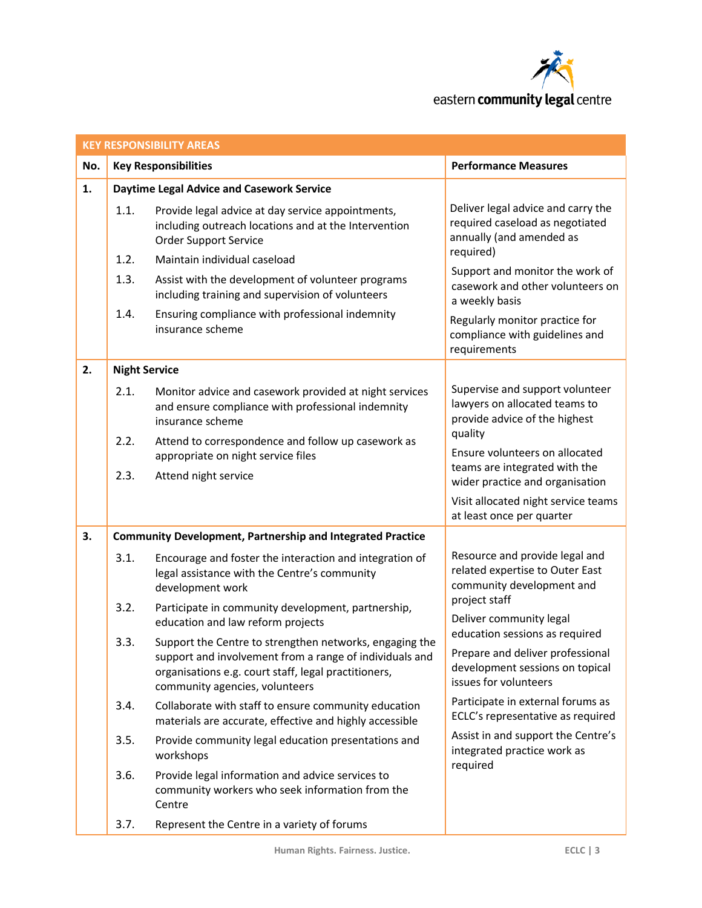| KEY RESPONSIBILITY AREAS | | |
|---|---|---|
| **No.** | **Key Responsibilities** | **Performance Measures** |
| **1.** | **Daytime Legal Advice and Casework Service**<br>1.1. Provide legal advice at day service appointments, including outreach locations and at the Intervention Order Support Service<br>1.2. Maintain individual caseload<br>1.3. Assist with the development of volunteer programs including training and supervision of volunteers<br>1.4. Ensuring compliance with professional indemnity insurance scheme | Deliver legal advice and carry the required caseload as negotiated annually (and amended as required)<br>Support and monitor the work of casework and other volunteers on a weekly basis<br>Regularly monitor practice for compliance with guidelines and requirements |
| **2.** | **Night Service**<br>2.1. Monitor advice and casework provided at night services and ensure compliance with professional indemnity insurance scheme<br>2.2. Attend to correspondence and follow up casework as appropriate on night service files<br>2.3. Attend night service | Supervise and support volunteer lawyers on allocated teams to provide advice of the highest quality<br>Ensure volunteers on allocated teams are integrated with the wider practice and organisation<br>Visit allocated night service teams at least once per quarter |
| **3.** | **Community Development, Partnership and Integrated Practice**<br>3.1. Encourage and foster the interaction and integration of legal assistance with the Centre's community development work<br>3.2. Participate in community development, partnership, education and law reform projects<br>3.3. Support the Centre to strengthen networks, engaging the support and involvement from a range of individuals and organisations e.g. court staff, legal practitioners, community agencies, volunteers<br>3.4. Collaborate with staff to ensure community education materials are accurate, effective and highly accessible<br>3.5. Provide community legal education presentations and workshops<br>3.6. Provide legal information and advice services to community workers who seek information from the Centre<br>3.7. Represent the Centre in a variety of forums | Resource and provide legal and related expertise to Outer East community development and project staff<br>Deliver community legal education sessions as required<br>Prepare and deliver professional development sessions on topical issues for volunteers<br>Participate in external forums as ECLC's representative as required<br>Assist in and support the Centre's integrated practice work as required |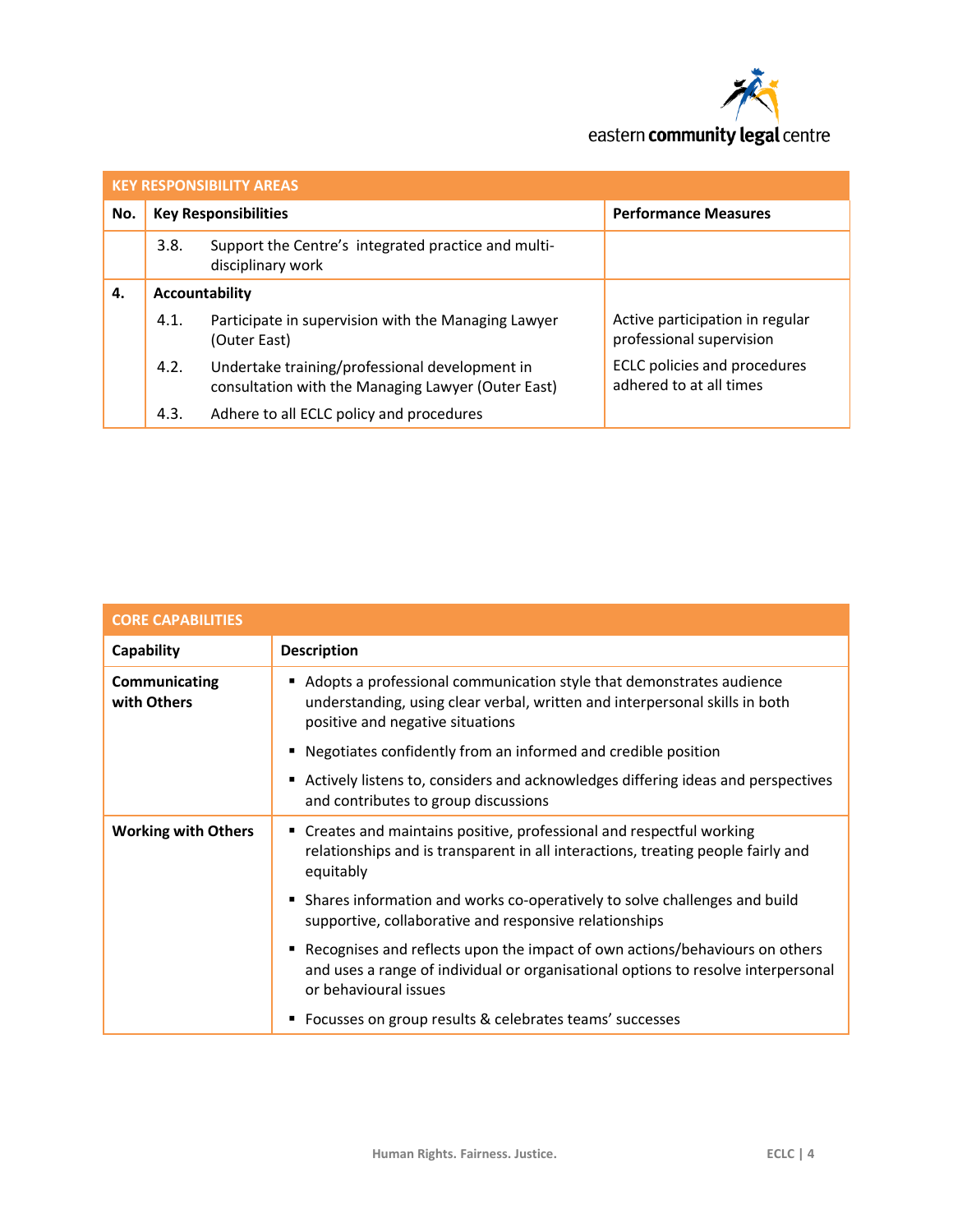| KEY RESPONSIBILITY AREAS | | |
|---|---|---|
| **No.** | **Key Responsibilities** | **Performance Measures** |
| | 3.8. Support the Centre's integrated practice and multi-disciplinary work | |
| **4.** | **Accountability** | |
| | 4.1. Participate in supervision with the Managing Lawyer (Outer East) | Active participation in regular professional supervision |
| | 4.2. Undertake training/professional development in consultation with the Managing Lawyer (Outer East) | ECLC policies and procedures adhered to at all times |
| | 4.3. Adhere to all ECLC policy and procedures | |

| CORE CAPABILITIES | |
|---|---|
| **Capability** | **Description** |
| **Communicating with Others** | ▪ Adopts a professional communication style that demonstrates audience understanding, using clear verbal, written and interpersonal skills in both positive and negative situations<br>▪ Negotiates confidently from an informed and credible position<br>▪ Actively listens to, considers and acknowledges differing ideas and perspectives and contributes to group discussions |
| **Working with Others** | ▪ Creates and maintains positive, professional and respectful working relationships and is transparent in all interactions, treating people fairly and equitably<br>▪ Shares information and works co-operatively to solve challenges and build supportive, collaborative and responsive relationships<br>▪ Recognises and reflects upon the impact of own actions/behaviours on others and uses a range of individual or organisational options to resolve interpersonal or behavioural issues<br>▪ Focusses on group results & celebrates teams' successes |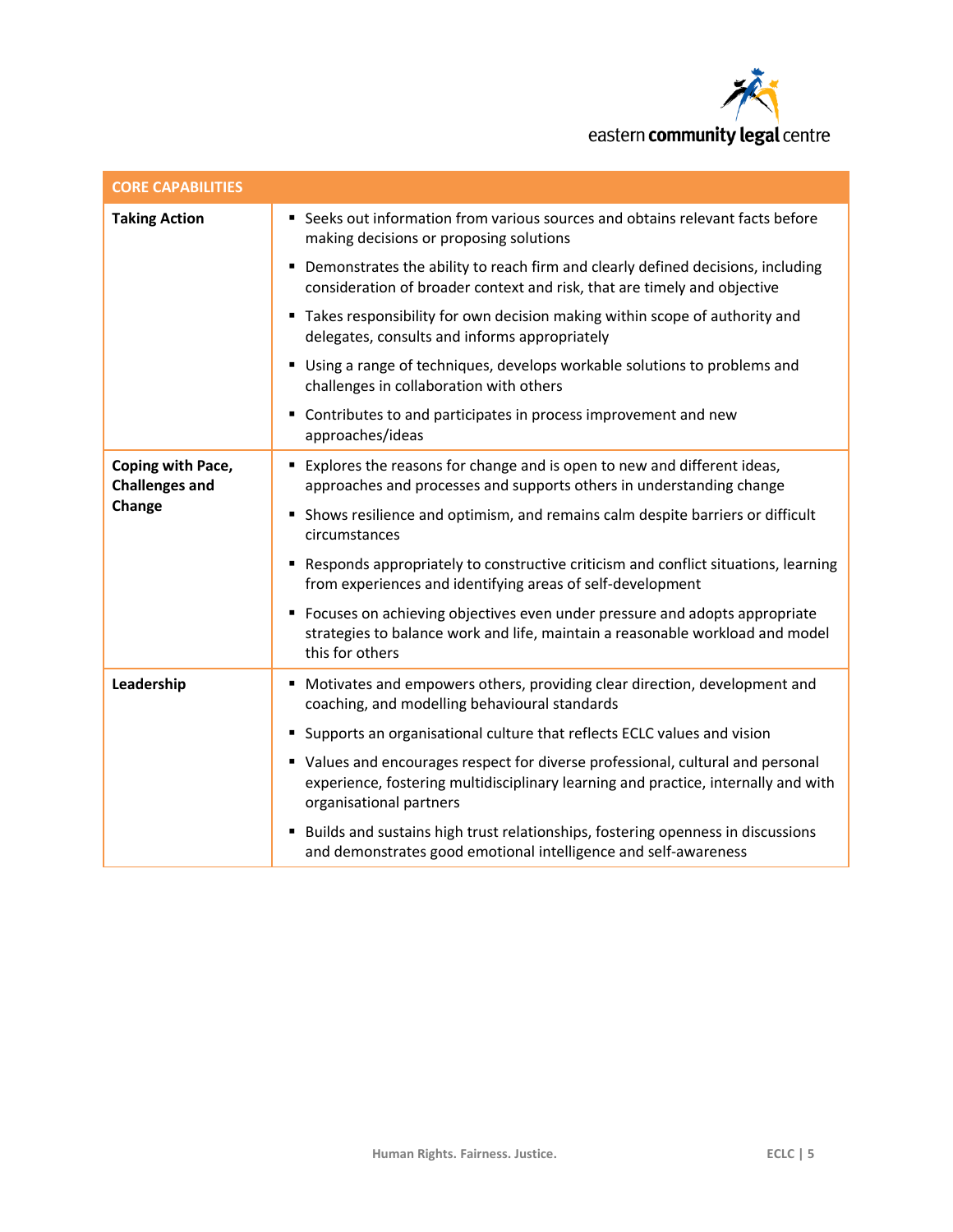| CORE CAPABILITIES | |
|---|---|
| **Taking Action** | ▪ Seeks out information from various sources and obtains relevant facts before making decisions or proposing solutions<br>▪ Demonstrates the ability to reach firm and clearly defined decisions, including consideration of broader context and risk, that are timely and objective<br>▪ Takes responsibility for own decision making within scope of authority and delegates, consults and informs appropriately<br>▪ Using a range of techniques, develops workable solutions to problems and challenges in collaboration with others<br>▪ Contributes to and participates in process improvement and new approaches/ideas |
| **Coping with Pace, Challenges and Change** | ▪ Explores the reasons for change and is open to new and different ideas, approaches and processes and supports others in understanding change<br>▪ Shows resilience and optimism, and remains calm despite barriers or difficult circumstances<br>▪ Responds appropriately to constructive criticism and conflict situations, learning from experiences and identifying areas of self-development<br>▪ Focuses on achieving objectives even under pressure and adopts appropriate strategies to balance work and life, maintain a reasonable workload and model this for others |
| **Leadership** | ▪ Motivates and empowers others, providing clear direction, development and coaching, and modelling behavioural standards<br>▪ Supports an organisational culture that reflects ECLC values and vision<br>▪ Values and encourages respect for diverse professional, cultural and personal experience, fostering multidisciplinary learning and practice, internally and with organisational partners<br>▪ Builds and sustains high trust relationships, fostering openness in discussions and demonstrates good emotional intelligence and self-awareness |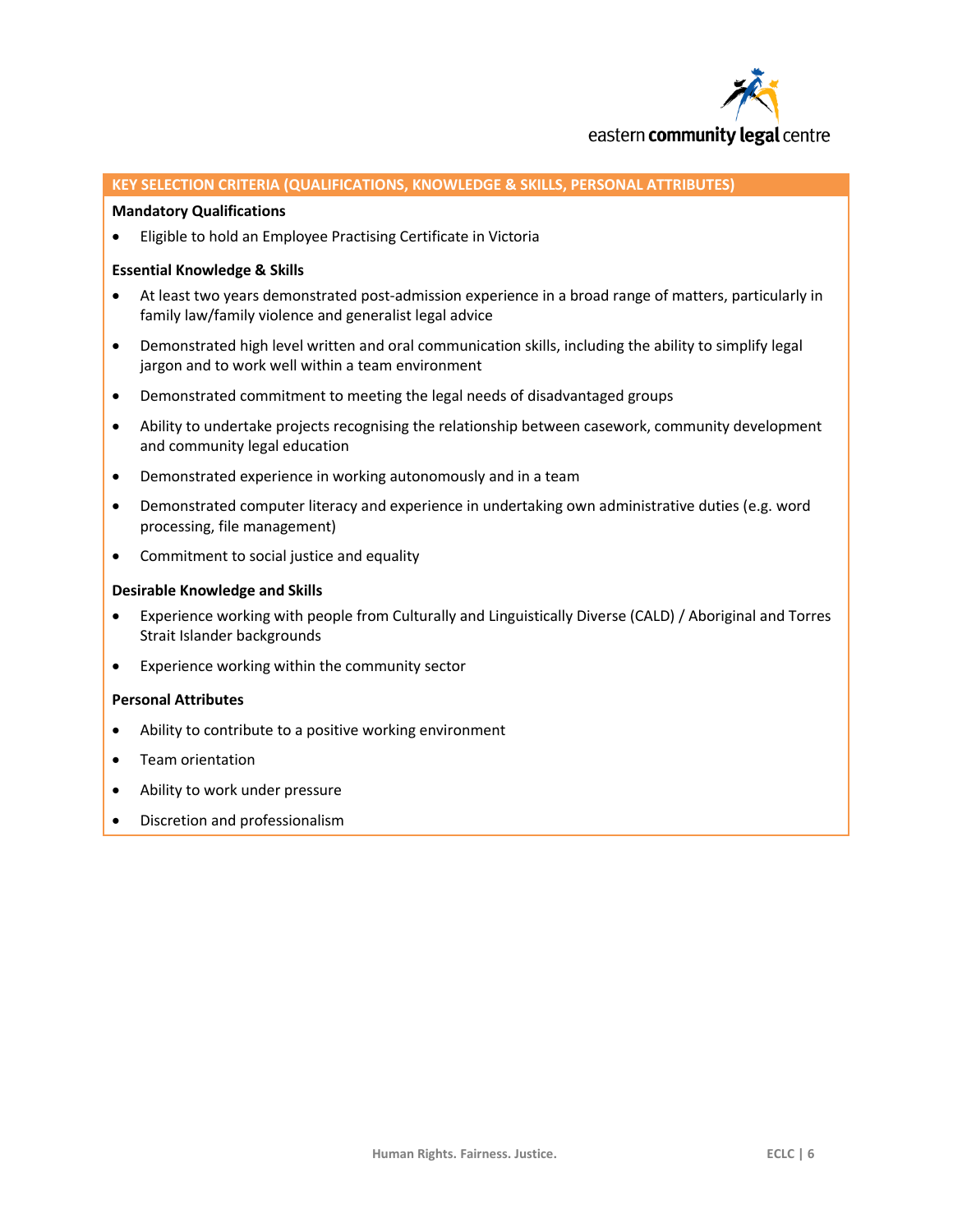## KEY SELECTION CRITERIA (QUALIFICATIONS, KNOWLEDGE & SKILLS, PERSONAL ATTRIBUTES)

**Mandatory Qualifications**

- Eligible to hold an Employee Practising Certificate in Victoria

**Essential Knowledge & Skills**

- At least two years demonstrated post-admission experience in a broad range of matters, particularly in family law/family violence and generalist legal advice
- Demonstrated high level written and oral communication skills, including the ability to simplify legal jargon and to work well within a team environment
- Demonstrated commitment to meeting the legal needs of disadvantaged groups
- Ability to undertake projects recognising the relationship between casework, community development and community legal education
- Demonstrated experience in working autonomously and in a team
- Demonstrated computer literacy and experience in undertaking own administrative duties (e.g. word processing, file management)
- Commitment to social justice and equality

**Desirable Knowledge and Skills**

- Experience working with people from Culturally and Linguistically Diverse (CALD) / Aboriginal and Torres Strait Islander backgrounds
- Experience working within the community sector

**Personal Attributes**

- Ability to contribute to a positive working environment
- Team orientation
- Ability to work under pressure
- Discretion and professionalism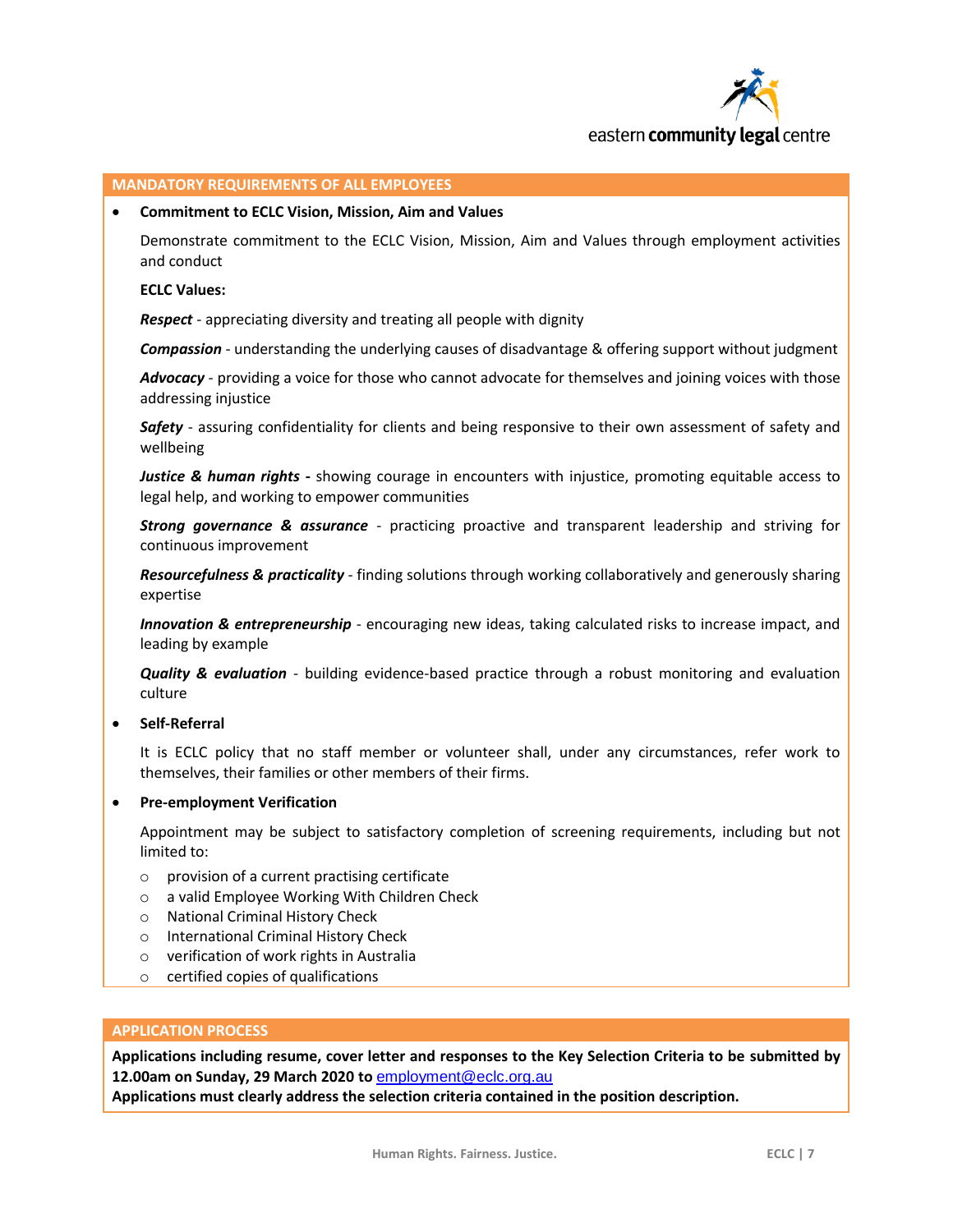## MANDATORY REQUIREMENTS OF ALL EMPLOYEES

- **Commitment to ECLC Vision, Mission, Aim and Values**

  Demonstrate commitment to the ECLC Vision, Mission, Aim and Values through employment activities and conduct

  **ECLC Values:**

  ***Respect*** - appreciating diversity and treating all people with dignity

  ***Compassion*** - understanding the underlying causes of disadvantage & offering support without judgment

  ***Advocacy*** - providing a voice for those who cannot advocate for themselves and joining voices with those addressing injustice

  ***Safety*** - assuring confidentiality for clients and being responsive to their own assessment of safety and wellbeing

  ***Justice & human rights*** **-** showing courage in encounters with injustice, promoting equitable access to legal help, and working to empower communities

  ***Strong governance & assurance*** - practicing proactive and transparent leadership and striving for continuous improvement

  ***Resourcefulness & practicality*** - finding solutions through working collaboratively and generously sharing expertise

  ***Innovation & entrepreneurship*** - encouraging new ideas, taking calculated risks to increase impact, and leading by example

  ***Quality & evaluation*** - building evidence-based practice through a robust monitoring and evaluation culture

- **Self-Referral**

  It is ECLC policy that no staff member or volunteer shall, under any circumstances, refer work to themselves, their families or other members of their firms.

- **Pre-employment Verification**

  Appointment may be subject to satisfactory completion of screening requirements, including but not limited to:

  - provision of a current practising certificate
  - a valid Employee Working With Children Check
  - National Criminal History Check
  - International Criminal History Check
  - verification of work rights in Australia
  - certified copies of qualifications

## APPLICATION PROCESS

**Applications including resume, cover letter and responses to the Key Selection Criteria to be submitted by 12.00am on Sunday, 29 March 2020 to** employment@eclc.org.au
**Applications must clearly address the selection criteria contained in the position description.**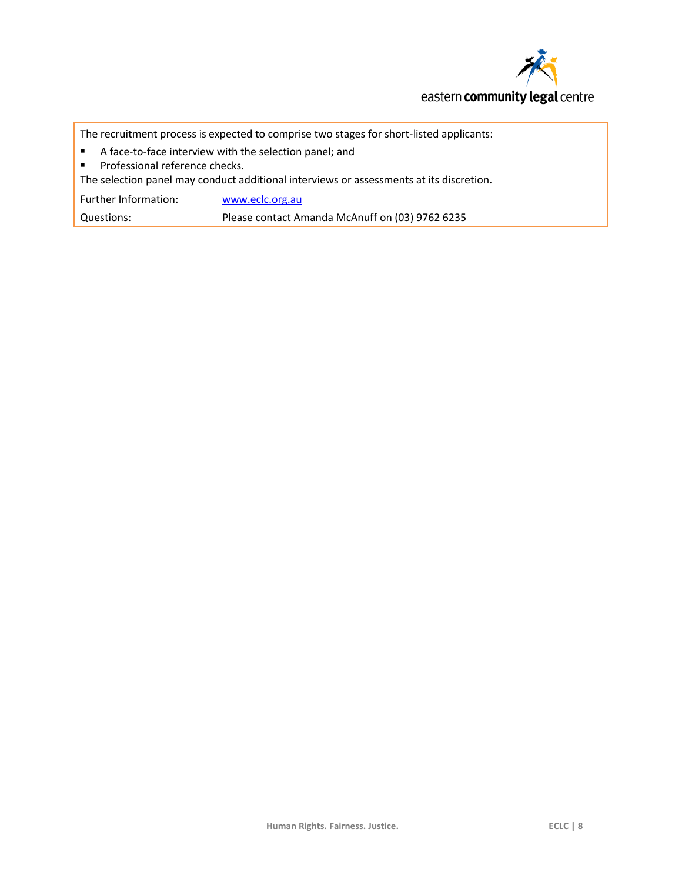The recruitment process is expected to comprise two stages for short-listed applicants:

- A face-to-face interview with the selection panel; and
- Professional reference checks.

The selection panel may conduct additional interviews or assessments at its discretion.

| | |
|---|---|
| Further Information: | [www.eclc.org.au](http://www.eclc.org.au) |
| Questions: | Please contact Amanda McAnuff on (03) 9762 6235 |